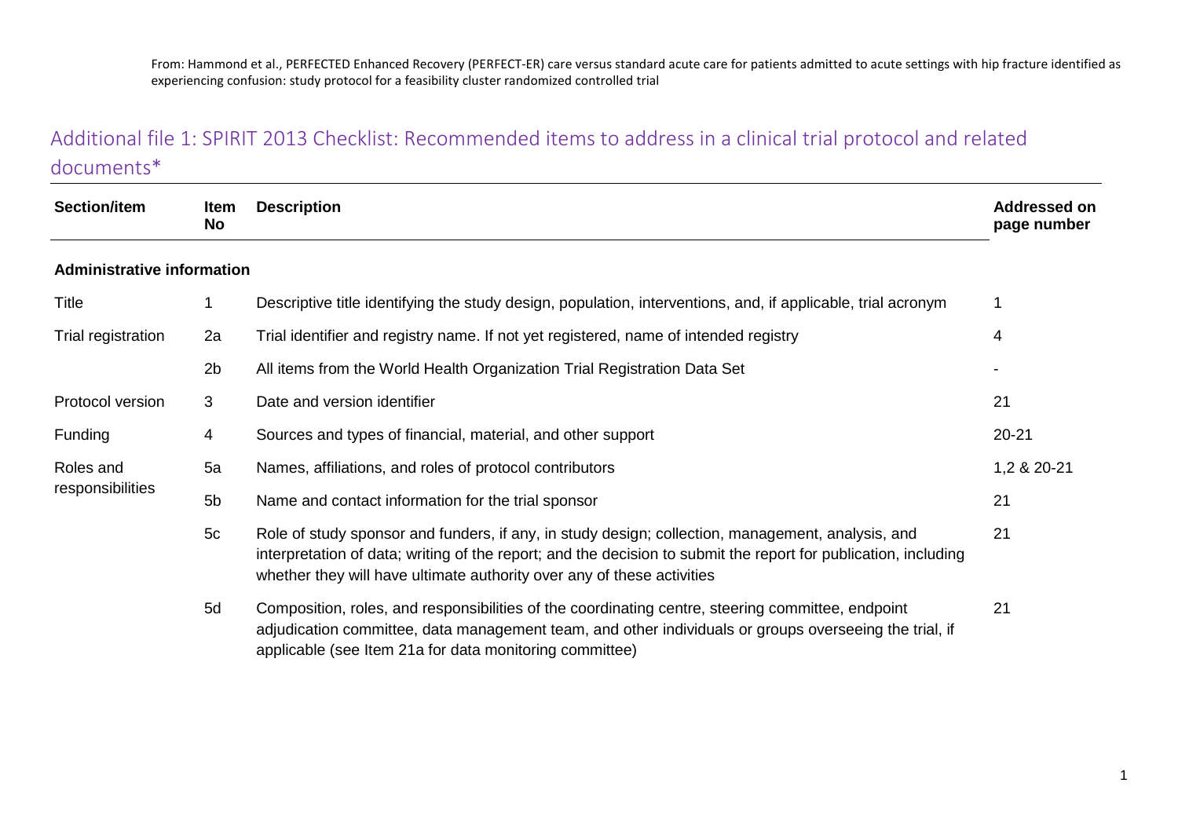From: Hammond et al., PERFECTED Enhanced Recovery (PERFECT-ER) care versus standard acute care for patients admitted to acute settings with hip fracture identified as experiencing confusion: study protocol for a feasibility cluster randomized controlled trial

## Additional file 1: SPIRIT 2013 Checklist: Recommended items to address in a clinical trial protocol and related documents*

| Section/item | Item No | Description | Addressed on page number |
|---|---|---|---|
| **Administrative information** | | | |
| Title | 1 | Descriptive title identifying the study design, population, interventions, and, if applicable, trial acronym | 1 |
| Trial registration | 2a | Trial identifier and registry name. If not yet registered, name of intended registry | 4 |
| | 2b | All items from the World Health Organization Trial Registration Data Set | - |
| Protocol version | 3 | Date and version identifier | 21 |
| Funding | 4 | Sources and types of financial, material, and other support | 20-21 |
| Roles and responsibilities | 5a | Names, affiliations, and roles of protocol contributors | 1,2 & 20-21 |
| | 5b | Name and contact information for the trial sponsor | 21 |
| | 5c | Role of study sponsor and funders, if any, in study design; collection, management, analysis, and interpretation of data; writing of the report; and the decision to submit the report for publication, including whether they will have ultimate authority over any of these activities | 21 |
| | 5d | Composition, roles, and responsibilities of the coordinating centre, steering committee, endpoint adjudication committee, data management team, and other individuals or groups overseeing the trial, if applicable (see Item 21a for data monitoring committee) | 21 |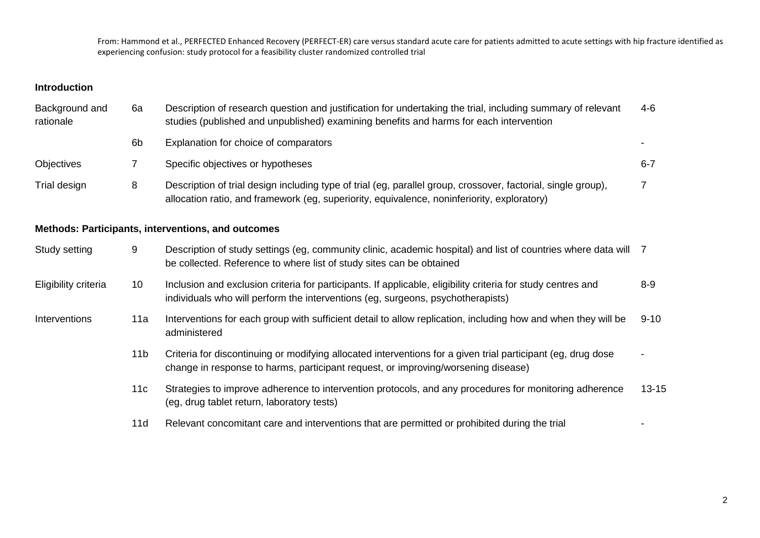From: Hammond et al., PERFECTED Enhanced Recovery (PERFECT-ER) care versus standard acute care for patients admitted to acute settings with hip fracture identified as experiencing confusion: study protocol for a feasibility cluster randomized controlled trial

| | | | |
|---|---|---|---|
| **Introduction** | | | |
| Background and rationale | 6a | Description of research question and justification for undertaking the trial, including summary of relevant studies (published and unpublished) examining benefits and harms for each intervention | 4-6 |
| | 6b | Explanation for choice of comparators | - |
| Objectives | 7 | Specific objectives or hypotheses | 6-7 |
| Trial design | 8 | Description of trial design including type of trial (eg, parallel group, crossover, factorial, single group), allocation ratio, and framework (eg, superiority, equivalence, noninferiority, exploratory) | 7 |
| **Methods: Participants, interventions, and outcomes** | | | |
| Study setting | 9 | Description of study settings (eg, community clinic, academic hospital) and list of countries where data will be collected. Reference to where list of study sites can be obtained | 7 |
| Eligibility criteria | 10 | Inclusion and exclusion criteria for participants. If applicable, eligibility criteria for study centres and individuals who will perform the interventions (eg, surgeons, psychotherapists) | 8-9 |
| Interventions | 11a | Interventions for each group with sufficient detail to allow replication, including how and when they will be administered | 9-10 |
| | 11b | Criteria for discontinuing or modifying allocated interventions for a given trial participant (eg, drug dose change in response to harms, participant request, or improving/worsening disease) | - |
| | 11c | Strategies to improve adherence to intervention protocols, and any procedures for monitoring adherence (eg, drug tablet return, laboratory tests) | 13-15 |
| | 11d | Relevant concomitant care and interventions that are permitted or prohibited during the trial | - |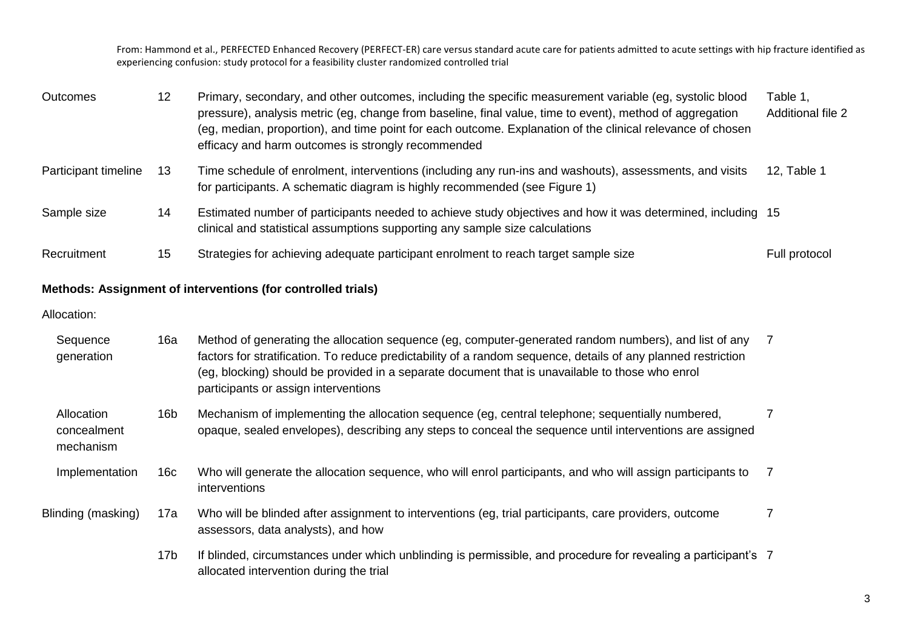From: Hammond et al., PERFECTED Enhanced Recovery (PERFECT-ER) care versus standard acute care for patients admitted to acute settings with hip fracture identified as experiencing confusion: study protocol for a feasibility cluster randomized controlled trial

| | | | |
|---|---|---|---|
| Outcomes | 12 | Primary, secondary, and other outcomes, including the specific measurement variable (eg, systolic blood pressure), analysis metric (eg, change from baseline, final value, time to event), method of aggregation (eg, median, proportion), and time point for each outcome. Explanation of the clinical relevance of chosen efficacy and harm outcomes is strongly recommended | Table 1, Additional file 2 |
| Participant timeline | 13 | Time schedule of enrolment, interventions (including any run-ins and washouts), assessments, and visits for participants. A schematic diagram is highly recommended (see Figure 1) | 12, Table 1 |
| Sample size | 14 | Estimated number of participants needed to achieve study objectives and how it was determined, including clinical and statistical assumptions supporting any sample size calculations | 15 |
| Recruitment | 15 | Strategies for achieving adequate participant enrolment to reach target sample size | Full protocol |

**Methods: Assignment of interventions (for controlled trials)**

Allocation:

| | | | |
|---|---|---|---|
| Sequence generation | 16a | Method of generating the allocation sequence (eg, computer-generated random numbers), and list of any factors for stratification. To reduce predictability of a random sequence, details of any planned restriction (eg, blocking) should be provided in a separate document that is unavailable to those who enrol participants or assign interventions | 7 |
| Allocation concealment mechanism | 16b | Mechanism of implementing the allocation sequence (eg, central telephone; sequentially numbered, opaque, sealed envelopes), describing any steps to conceal the sequence until interventions are assigned | 7 |
| Implementation | 16c | Who will generate the allocation sequence, who will enrol participants, and who will assign participants to interventions | 7 |
| Blinding (masking) | 17a | Who will be blinded after assignment to interventions (eg, trial participants, care providers, outcome assessors, data analysts), and how | 7 |
| | 17b | If blinded, circumstances under which unblinding is permissible, and procedure for revealing a participant's allocated intervention during the trial | 7 |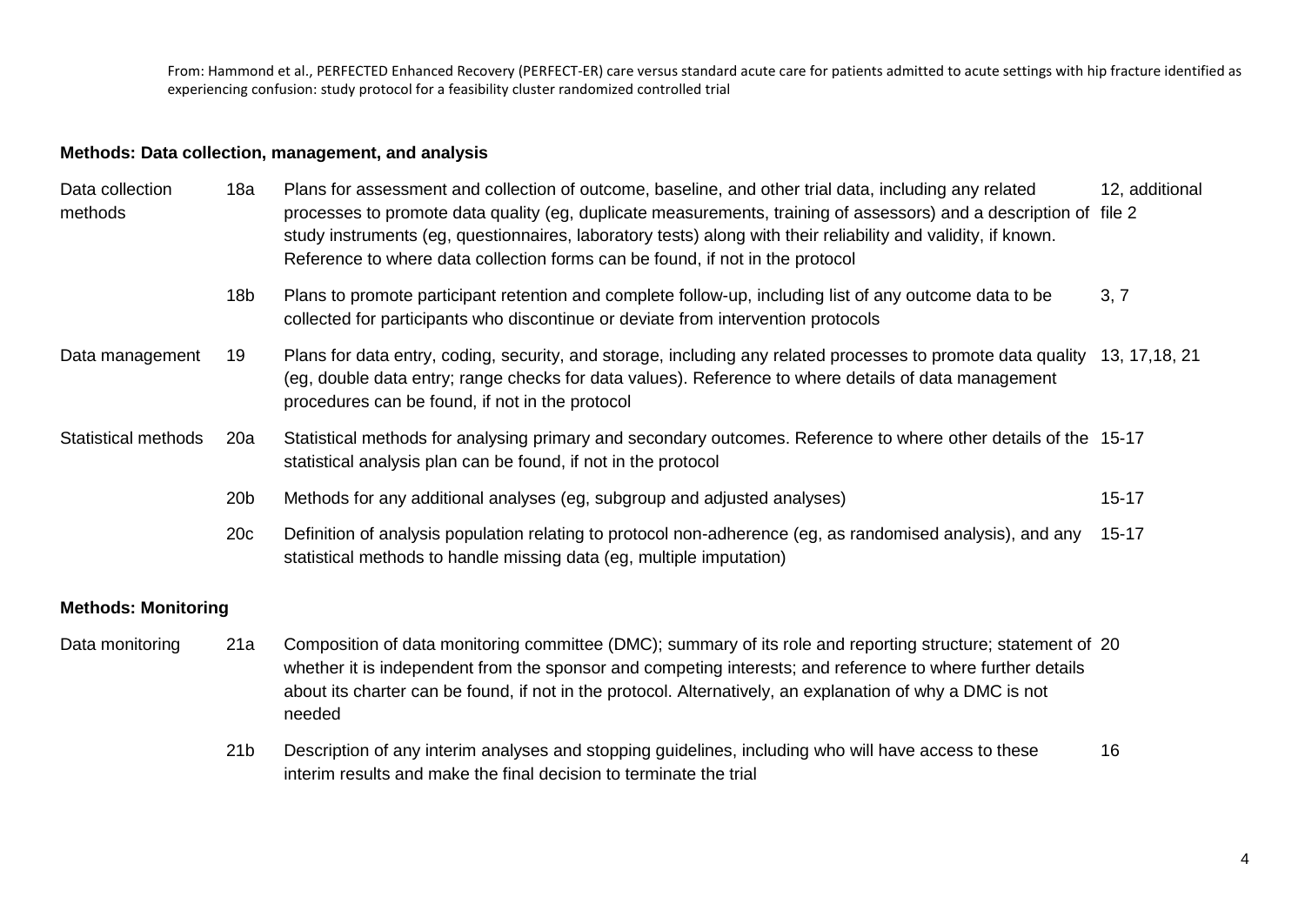From: Hammond et al., PERFECTED Enhanced Recovery (PERFECT-ER) care versus standard acute care for patients admitted to acute settings with hip fracture identified as experiencing confusion: study protocol for a feasibility cluster randomized controlled trial

**Methods: Data collection, management, and analysis**

| | | | |
|---|---|---|---|
| Data collection methods | 18a | Plans for assessment and collection of outcome, baseline, and other trial data, including any related processes to promote data quality (eg, duplicate measurements, training of assessors) and a description of study instruments (eg, questionnaires, laboratory tests) along with their reliability and validity, if known. Reference to where data collection forms can be found, if not in the protocol | 12, additional file 2 |
| | 18b | Plans to promote participant retention and complete follow-up, including list of any outcome data to be collected for participants who discontinue or deviate from intervention protocols | 3, 7 |
| Data management | 19 | Plans for data entry, coding, security, and storage, including any related processes to promote data quality (eg, double data entry; range checks for data values). Reference to where details of data management procedures can be found, if not in the protocol | 13, 17,18, 21 |
| Statistical methods | 20a | Statistical methods for analysing primary and secondary outcomes. Reference to where other details of the statistical analysis plan can be found, if not in the protocol | 15-17 |
| | 20b | Methods for any additional analyses (eg, subgroup and adjusted analyses) | 15-17 |
| | 20c | Definition of analysis population relating to protocol non-adherence (eg, as randomised analysis), and any statistical methods to handle missing data (eg, multiple imputation) | 15-17 |

**Methods: Monitoring**

| | | | |
|---|---|---|---|
| Data monitoring | 21a | Composition of data monitoring committee (DMC); summary of its role and reporting structure; statement of whether it is independent from the sponsor and competing interests; and reference to where further details about its charter can be found, if not in the protocol. Alternatively, an explanation of why a DMC is not needed | 20 |
| | 21b | Description of any interim analyses and stopping guidelines, including who will have access to these interim results and make the final decision to terminate the trial | 16 |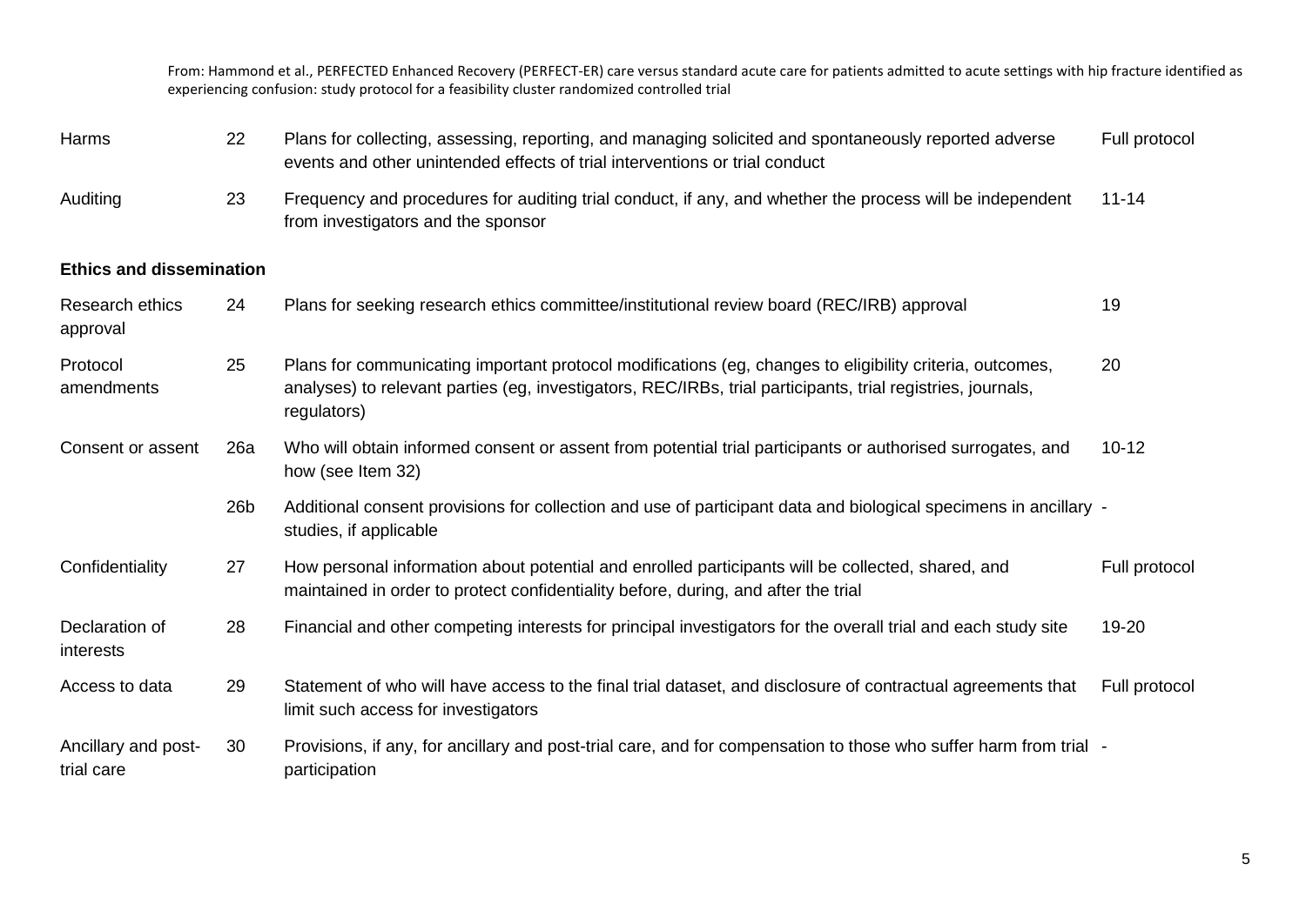From: Hammond et al., PERFECTED Enhanced Recovery (PERFECT-ER) care versus standard acute care for patients admitted to acute settings with hip fracture identified as experiencing confusion: study protocol for a feasibility cluster randomized controlled trial

| | | | |
|---|---|---|---|
| Harms | 22 | Plans for collecting, assessing, reporting, and managing solicited and spontaneously reported adverse events and other unintended effects of trial interventions or trial conduct | Full protocol |
| Auditing | 23 | Frequency and procedures for auditing trial conduct, if any, and whether the process will be independent from investigators and the sponsor | 11-14 |
| **Ethics and dissemination** | | | |
| Research ethics approval | 24 | Plans for seeking research ethics committee/institutional review board (REC/IRB) approval | 19 |
| Protocol amendments | 25 | Plans for communicating important protocol modifications (eg, changes to eligibility criteria, outcomes, analyses) to relevant parties (eg, investigators, REC/IRBs, trial participants, trial registries, journals, regulators) | 20 |
| Consent or assent | 26a | Who will obtain informed consent or assent from potential trial participants or authorised surrogates, and how (see Item 32) | 10-12 |
| | 26b | Additional consent provisions for collection and use of participant data and biological specimens in ancillary studies, if applicable | - |
| Confidentiality | 27 | How personal information about potential and enrolled participants will be collected, shared, and maintained in order to protect confidentiality before, during, and after the trial | Full protocol |
| Declaration of interests | 28 | Financial and other competing interests for principal investigators for the overall trial and each study site | 19-20 |
| Access to data | 29 | Statement of who will have access to the final trial dataset, and disclosure of contractual agreements that limit such access for investigators | Full protocol |
| Ancillary and post-trial care | 30 | Provisions, if any, for ancillary and post-trial care, and for compensation to those who suffer harm from trial participation | - |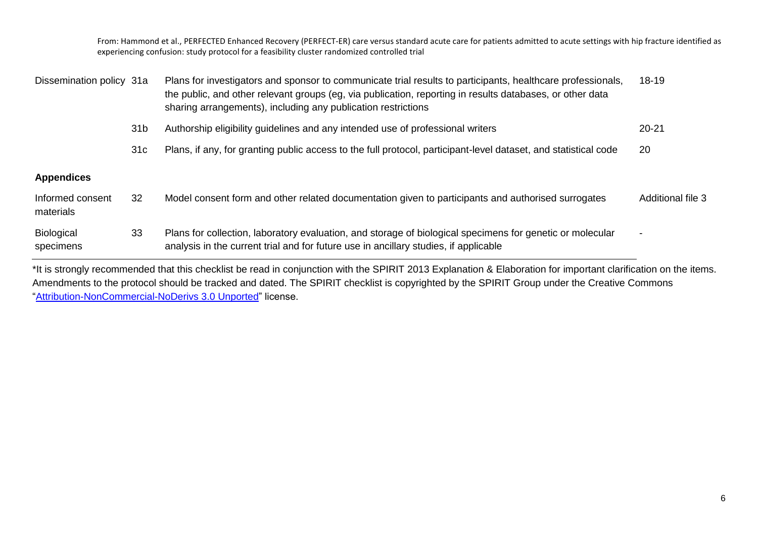| | | | |
|---|---|---|---|
| Dissemination policy | 31a | Plans for investigators and sponsor to communicate trial results to participants, healthcare professionals, the public, and other relevant groups (eg, via publication, reporting in results databases, or other data sharing arrangements), including any publication restrictions | 18-19 |
| | 31b | Authorship eligibility guidelines and any intended use of professional writers | 20-21 |
| | 31c | Plans, if any, for granting public access to the full protocol, participant-level dataset, and statistical code | 20 |
| **Appendices** | | | |
| Informed consent materials | 32 | Model consent form and other related documentation given to participants and authorised surrogates | Additional file 3 |
| Biological specimens | 33 | Plans for collection, laboratory evaluation, and storage of biological specimens for genetic or molecular analysis in the current trial and for future use in ancillary studies, if applicable | - |

*It is strongly recommended that this checklist be read in conjunction with the SPIRIT 2013 Explanation & Elaboration for important clarification on the items. Amendments to the protocol should be tracked and dated. The SPIRIT checklist is copyrighted by the SPIRIT Group under the Creative Commons "Attribution-NonCommercial-NoDerivs 3.0 Unported" license.